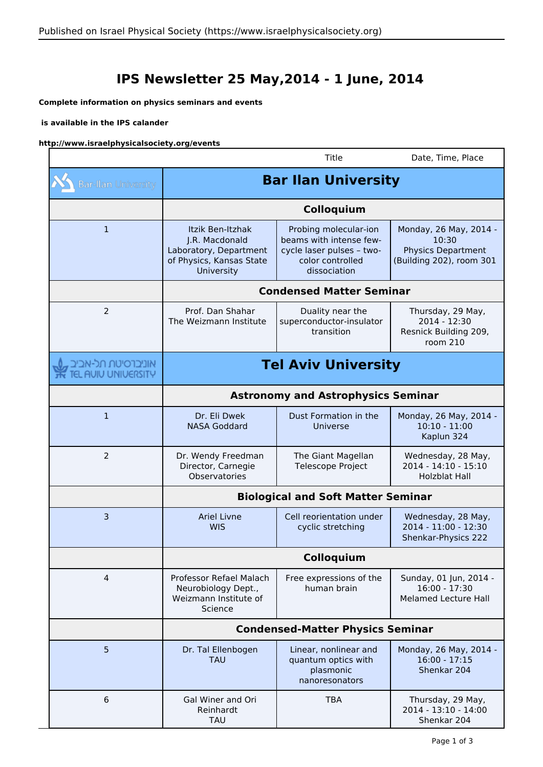# IPS Newsletter 25 May,2014 - 1 June, 2014

**Complete information on physics seminars and events**

**is available in the IPS calander**

**http://www.israelphysicalsociety.org/events**

| | | Title | Date, Time, Place |
|---|---|---|---|
| Bar-Ilan University | **Bar Ilan University** | | |
| | **Colloquium** | | |
| 1 | Itzik Ben-Itzhak<br>J.R. Macdonald Laboratory, Department of Physics, Kansas State University | Probing molecular-ion beams with intense few-cycle laser pulses – two-color controlled dissociation | Monday, 26 May, 2014 - 10:30<br>Physics Department (Building 202), room 301 |
| | **Condensed Matter Seminar** | | |
| 2 | Prof. Dan Shahar<br>The Weizmann Institute | Duality near the superconductor-insulator transition | Thursday, 29 May, 2014 - 12:30<br>Resnick Building 209, room 210 |
| אוניברסיטת תל-אביב TEL AVIV UNIVERSITY | **Tel Aviv University** | | |
| | **Astronomy and Astrophysics Seminar** | | |
| 1 | Dr. Eli Dwek<br>NASA Goddard | Dust Formation in the Universe | Monday, 26 May, 2014 - 10:10 - 11:00<br>Kaplun 324 |
| 2 | Dr. Wendy Freedman<br>Director, Carnegie Observatories | The Giant Magellan Telescope Project | Wednesday, 28 May, 2014 - 14:10 - 15:10<br>Holzblat Hall |
| | **Biological and Soft Matter Seminar** | | |
| 3 | Ariel Livne<br>WIS | Cell reorientation under cyclic stretching | Wednesday, 28 May, 2014 - 11:00 - 12:30<br>Shenkar-Physics 222 |
| | **Colloquium** | | |
| 4 | Professor Refael Malach<br>Neurobiology Dept., Weizmann Institute of Science | Free expressions of the human brain | Sunday, 01 Jun, 2014 - 16:00 - 17:30<br>Melamed Lecture Hall |
| | **Condensed-Matter Physics Seminar** | | |
| 5 | Dr. Tal Ellenbogen<br>TAU | Linear, nonlinear and quantum optics with plasmonic nanoresonators | Monday, 26 May, 2014 - 16:00 - 17:15<br>Shenkar 204 |
| 6 | Gal Winer and Ori Reinhardt<br>TAU | TBA | Thursday, 29 May, 2014 - 13:10 - 14:00<br>Shenkar 204 |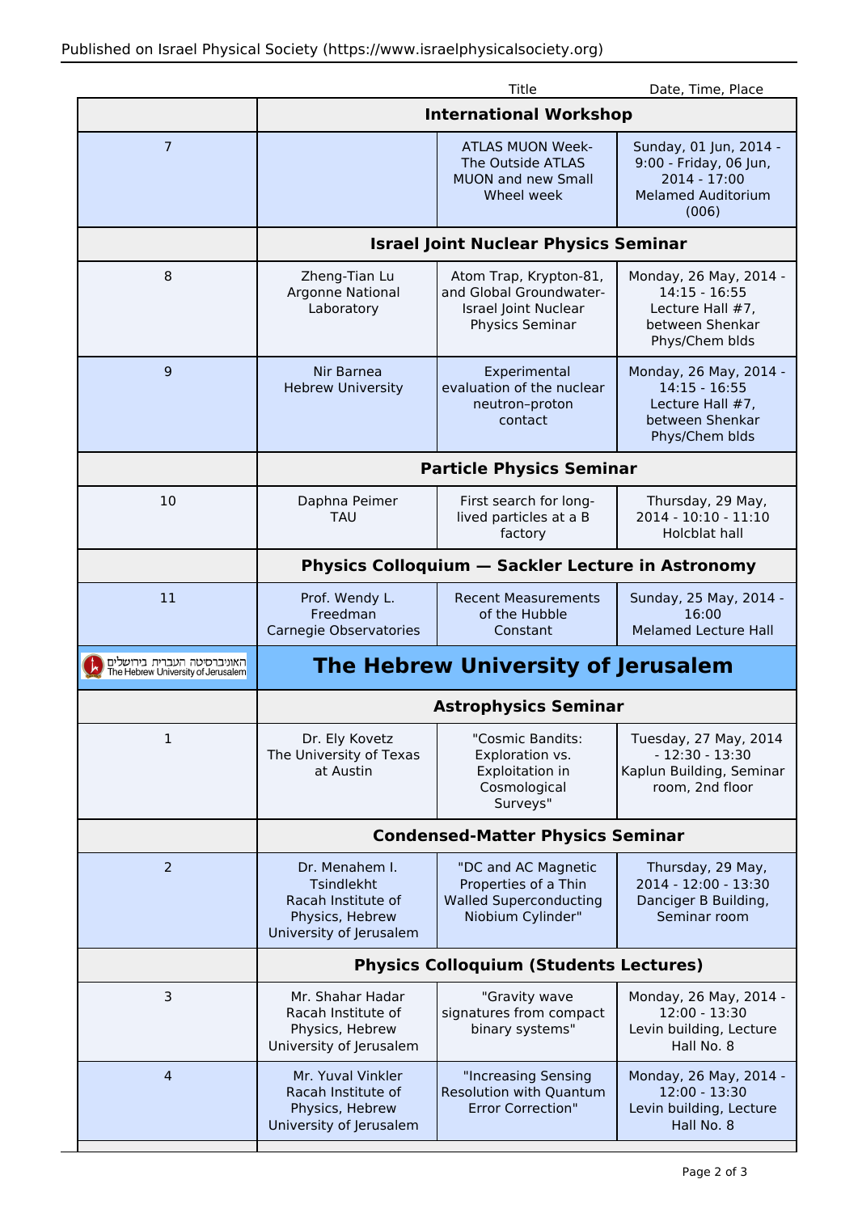| | | Title | Date, Time, Place |
|---|---|---|---|
| | **International Workshop** | | |
| 7 | | ATLAS MUON Week- The Outside ATLAS MUON and new Small Wheel week | Sunday, 01 Jun, 2014 - 9:00 - Friday, 06 Jun, 2014 - 17:00 Melamed Auditorium (006) |
| | **Israel Joint Nuclear Physics Seminar** | | |
| 8 | Zheng-Tian Lu Argonne National Laboratory | Atom Trap, Krypton-81, and Global Groundwater- Israel Joint Nuclear Physics Seminar | Monday, 26 May, 2014 - 14:15 - 16:55 Lecture Hall #7, between Shenkar Phys/Chem blds |
| 9 | Nir Barnea Hebrew University | Experimental evaluation of the nuclear neutron–proton contact | Monday, 26 May, 2014 - 14:15 - 16:55 Lecture Hall #7, between Shenkar Phys/Chem blds |
| | **Particle Physics Seminar** | | |
| 10 | Daphna Peimer TAU | First search for long-lived particles at a B factory | Thursday, 29 May, 2014 - 10:10 - 11:10 Holcblat hall |
| | **Physics Colloquium — Sackler Lecture in Astronomy** | | |
| 11 | Prof. Wendy L. Freedman Carnegie Observatories | Recent Measurements of the Hubble Constant | Sunday, 25 May, 2014 - 16:00 Melamed Lecture Hall |
| האוניברסיטה העברית בירושלים The Hebrew University of Jerusalem | **The Hebrew University of Jerusalem** | | |
| | **Astrophysics Seminar** | | |
| 1 | Dr. Ely Kovetz The University of Texas at Austin | "Cosmic Bandits: Exploration vs. Exploitation in Cosmological Surveys" | Tuesday, 27 May, 2014 - 12:30 - 13:30 Kaplun Building, Seminar room, 2nd floor |
| | **Condensed-Matter Physics Seminar** | | |
| 2 | Dr. Menahem I. Tsindlekht Racah Institute of Physics, Hebrew University of Jerusalem | "DC and AC Magnetic Properties of a Thin Walled Superconducting Niobium Cylinder" | Thursday, 29 May, 2014 - 12:00 - 13:30 Danciger B Building, Seminar room |
| | **Physics Colloquium (Students Lectures)** | | |
| 3 | Mr. Shahar Hadar Racah Institute of Physics, Hebrew University of Jerusalem | "Gravity wave signatures from compact binary systems" | Monday, 26 May, 2014 - 12:00 - 13:30 Levin building, Lecture Hall No. 8 |
| 4 | Mr. Yuval Vinkler Racah Institute of Physics, Hebrew University of Jerusalem | "Increasing Sensing Resolution with Quantum Error Correction" | Monday, 26 May, 2014 - 12:00 - 13:30 Levin building, Lecture Hall No. 8 |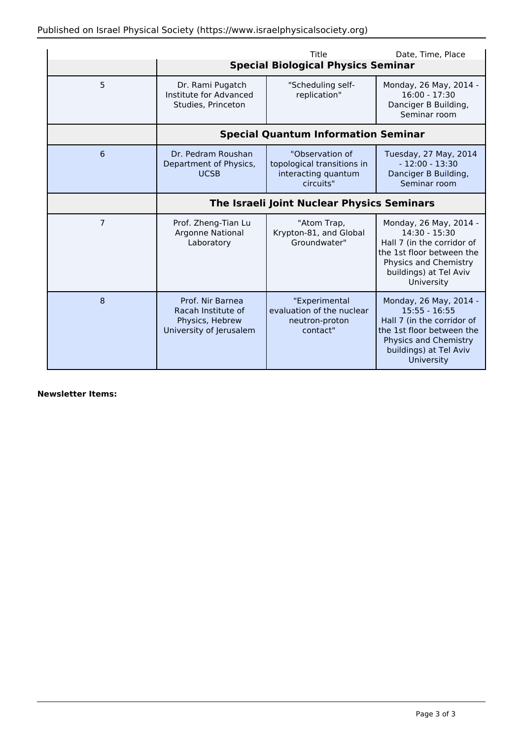| | | Title | Date, Time, Place |
|---|---|---|---|
| | **Special Biological Physics Seminar** | | |
| 5 | Dr. Rami Pugatch Institute for Advanced Studies, Princeton | "Scheduling self-replication" | Monday, 26 May, 2014 - 16:00 - 17:30 Danciger B Building, Seminar room |
| | **Special Quantum Information Seminar** | | |
| 6 | Dr. Pedram Roushan Department of Physics, UCSB | "Observation of topological transitions in interacting quantum circuits" | Tuesday, 27 May, 2014 - 12:00 - 13:30 Danciger B Building, Seminar room |
| | **The Israeli Joint Nuclear Physics Seminars** | | |
| 7 | Prof. Zheng-Tian Lu Argonne National Laboratory | "Atom Trap, Krypton-81, and Global Groundwater" | Monday, 26 May, 2014 - 14:30 - 15:30 Hall 7 (in the corridor of the 1st floor between the Physics and Chemistry buildings) at Tel Aviv University |
| 8 | Prof. Nir Barnea Racah Institute of Physics, Hebrew University of Jerusalem | "Experimental evaluation of the nuclear neutron-proton contact" | Monday, 26 May, 2014 - 15:55 - 16:55 Hall 7 (in the corridor of the 1st floor between the Physics and Chemistry buildings) at Tel Aviv University |

**Newsletter Items:**